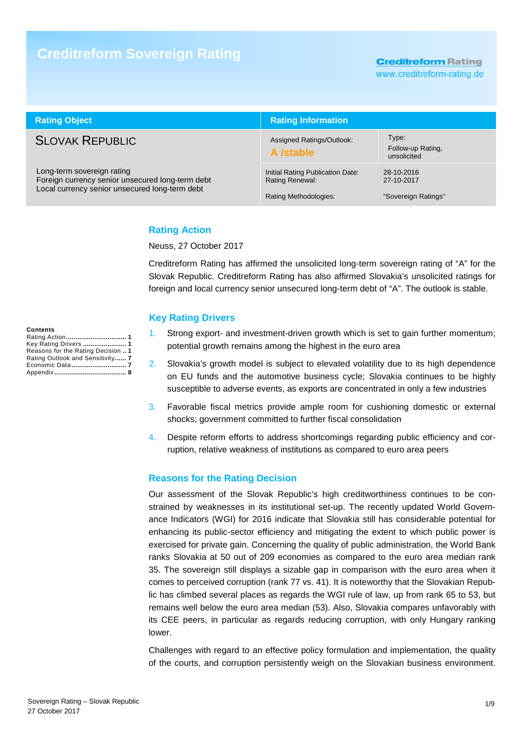# Creditreform Sovereign Rating

Creditreform Rating
www.creditreform-rating.de

| Rating Object | Rating Information | |
|---|---|---|
| **SLOVAK REPUBLIC** | Assigned Ratings/Outlook: **A /stable** | Type: Follow-up Rating, unsolicited |
| Long-term sovereign rating<br>Foreign currency senior unsecured long-term debt<br>Local currency senior unsecured long-term debt | Initial Rating Publication Date:<br>Rating Renewal: | 28-10-2016<br>27-10-2017 |
| | Rating Methodologies: | "Sovereign Ratings" |

**Contents**

- Rating Action ................................ 1
- Key Rating Drivers ....................... 1
- Reasons for the Rating Decision .. 1
- Rating Outlook and Sensitivity...... 7
- Economic Data ............................. 7
- Appendix ...................................... 8

## Rating Action

Neuss, 27 October 2017

Creditreform Rating has affirmed the unsolicited long-term sovereign rating of "A" for the Slovak Republic. Creditreform Rating has also affirmed Slovakia's unsolicited ratings for foreign and local currency senior unsecured long-term debt of "A". The outlook is stable.

## Key Rating Drivers

1. Strong export- and investment-driven growth which is set to gain further momentum; potential growth remains among the highest in the euro area
2. Slovakia's growth model is subject to elevated volatility due to its high dependence on EU funds and the automotive business cycle; Slovakia continues to be highly susceptible to adverse events, as exports are concentrated in only a few industries
3. Favorable fiscal metrics provide ample room for cushioning domestic or external shocks; government committed to further fiscal consolidation
4. Despite reform efforts to address shortcomings regarding public efficiency and corruption, relative weakness of institutions as compared to euro area peers

## Reasons for the Rating Decision

Our assessment of the Slovak Republic's high creditworthiness continues to be constrained by weaknesses in its institutional set-up. The recently updated World Governance Indicators (WGI) for 2016 indicate that Slovakia still has considerable potential for enhancing its public-sector efficiency and mitigating the extent to which public power is exercised for private gain. Concerning the quality of public administration, the World Bank ranks Slovakia at 50 out of 209 economies as compared to the euro area median rank 35. The sovereign still displays a sizable gap in comparison with the euro area when it comes to perceived corruption (rank 77 vs. 41). It is noteworthy that the Slovakian Republic has climbed several places as regards the WGI rule of law, up from rank 65 to 53, but remains well below the euro area median (53). Also, Slovakia compares unfavorably with its CEE peers, in particular as regards reducing corruption, with only Hungary ranking lower.

Challenges with regard to an effective policy formulation and implementation, the quality of the courts, and corruption persistently weigh on the Slovakian business environment.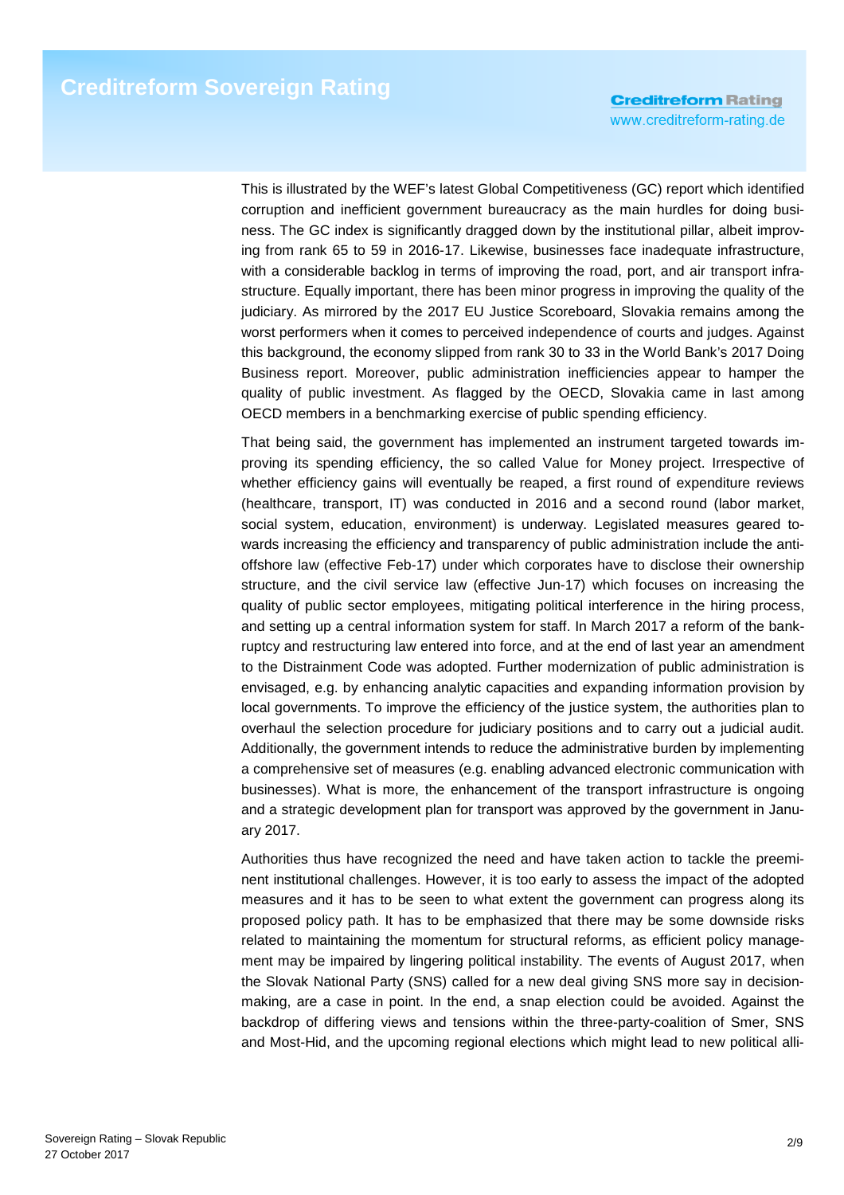This is illustrated by the WEF's latest Global Competitiveness (GC) report which identified corruption and inefficient government bureaucracy as the main hurdles for doing business. The GC index is significantly dragged down by the institutional pillar, albeit improving from rank 65 to 59 in 2016-17. Likewise, businesses face inadequate infrastructure, with a considerable backlog in terms of improving the road, port, and air transport infrastructure. Equally important, there has been minor progress in improving the quality of the judiciary. As mirrored by the 2017 EU Justice Scoreboard, Slovakia remains among the worst performers when it comes to perceived independence of courts and judges. Against this background, the economy slipped from rank 30 to 33 in the World Bank's 2017 Doing Business report. Moreover, public administration inefficiencies appear to hamper the quality of public investment. As flagged by the OECD, Slovakia came in last among OECD members in a benchmarking exercise of public spending efficiency.

That being said, the government has implemented an instrument targeted towards improving its spending efficiency, the so called Value for Money project. Irrespective of whether efficiency gains will eventually be reaped, a first round of expenditure reviews (healthcare, transport, IT) was conducted in 2016 and a second round (labor market, social system, education, environment) is underway. Legislated measures geared towards increasing the efficiency and transparency of public administration include the anti-offshore law (effective Feb-17) under which corporates have to disclose their ownership structure, and the civil service law (effective Jun-17) which focuses on increasing the quality of public sector employees, mitigating political interference in the hiring process, and setting up a central information system for staff. In March 2017 a reform of the bankruptcy and restructuring law entered into force, and at the end of last year an amendment to the Distrainment Code was adopted. Further modernization of public administration is envisaged, e.g. by enhancing analytic capacities and expanding information provision by local governments. To improve the efficiency of the justice system, the authorities plan to overhaul the selection procedure for judiciary positions and to carry out a judicial audit. Additionally, the government intends to reduce the administrative burden by implementing a comprehensive set of measures (e.g. enabling advanced electronic communication with businesses). What is more, the enhancement of the transport infrastructure is ongoing and a strategic development plan for transport was approved by the government in January 2017.

Authorities thus have recognized the need and have taken action to tackle the preeminent institutional challenges. However, it is too early to assess the impact of the adopted measures and it has to be seen to what extent the government can progress along its proposed policy path. It has to be emphasized that there may be some downside risks related to maintaining the momentum for structural reforms, as efficient policy management may be impaired by lingering political instability. The events of August 2017, when the Slovak National Party (SNS) called for a new deal giving SNS more say in decision-making, are a case in point. In the end, a snap election could be avoided. Against the backdrop of differing views and tensions within the three-party-coalition of Smer, SNS and Most-Hid, and the upcoming regional elections which might lead to new political alli-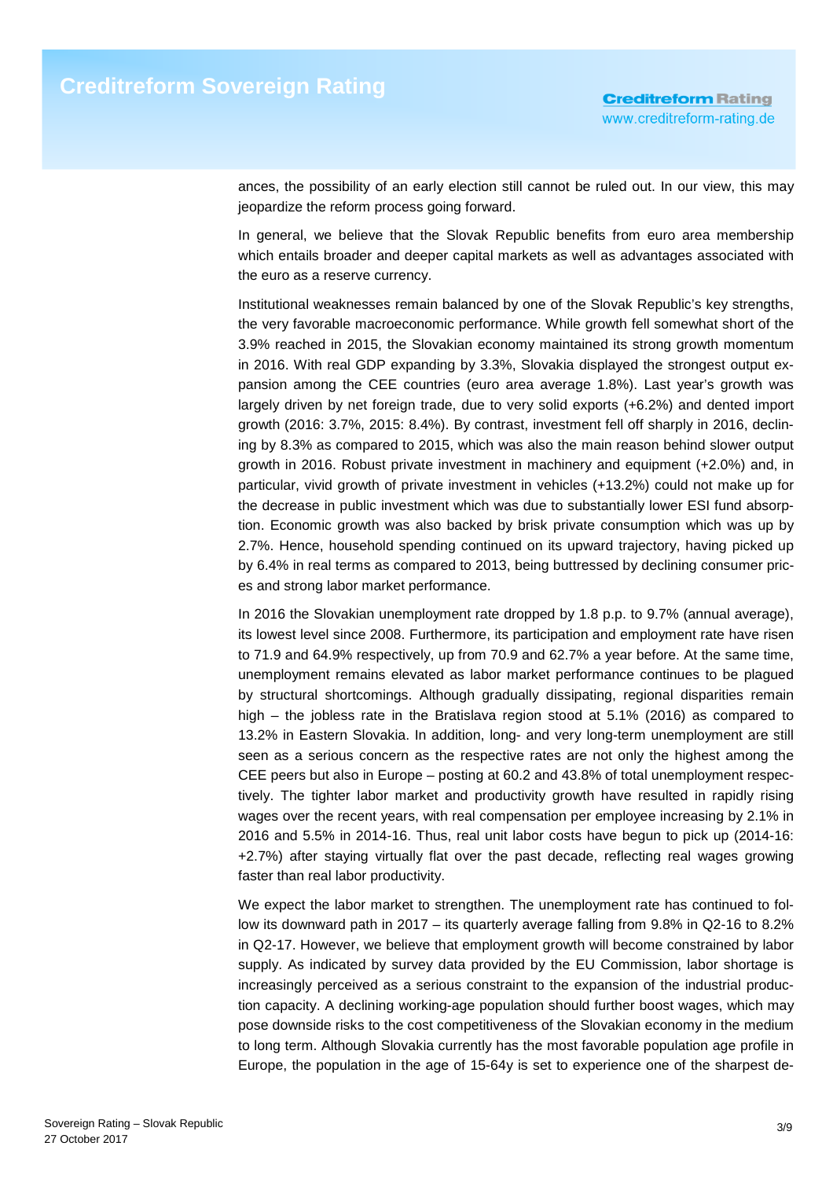ances, the possibility of an early election still cannot be ruled out. In our view, this may jeopardize the reform process going forward.

In general, we believe that the Slovak Republic benefits from euro area membership which entails broader and deeper capital markets as well as advantages associated with the euro as a reserve currency.

Institutional weaknesses remain balanced by one of the Slovak Republic's key strengths, the very favorable macroeconomic performance. While growth fell somewhat short of the 3.9% reached in 2015, the Slovakian economy maintained its strong growth momentum in 2016. With real GDP expanding by 3.3%, Slovakia displayed the strongest output expansion among the CEE countries (euro area average 1.8%). Last year's growth was largely driven by net foreign trade, due to very solid exports (+6.2%) and dented import growth (2016: 3.7%, 2015: 8.4%). By contrast, investment fell off sharply in 2016, declining by 8.3% as compared to 2015, which was also the main reason behind slower output growth in 2016. Robust private investment in machinery and equipment (+2.0%) and, in particular, vivid growth of private investment in vehicles (+13.2%) could not make up for the decrease in public investment which was due to substantially lower ESI fund absorption. Economic growth was also backed by brisk private consumption which was up by 2.7%. Hence, household spending continued on its upward trajectory, having picked up by 6.4% in real terms as compared to 2013, being buttressed by declining consumer prices and strong labor market performance.

In 2016 the Slovakian unemployment rate dropped by 1.8 p.p. to 9.7% (annual average), its lowest level since 2008. Furthermore, its participation and employment rate have risen to 71.9 and 64.9% respectively, up from 70.9 and 62.7% a year before. At the same time, unemployment remains elevated as labor market performance continues to be plagued by structural shortcomings. Although gradually dissipating, regional disparities remain high – the jobless rate in the Bratislava region stood at 5.1% (2016) as compared to 13.2% in Eastern Slovakia. In addition, long- and very long-term unemployment are still seen as a serious concern as the respective rates are not only the highest among the CEE peers but also in Europe – posting at 60.2 and 43.8% of total unemployment respectively. The tighter labor market and productivity growth have resulted in rapidly rising wages over the recent years, with real compensation per employee increasing by 2.1% in 2016 and 5.5% in 2014-16. Thus, real unit labor costs have begun to pick up (2014-16: +2.7%) after staying virtually flat over the past decade, reflecting real wages growing faster than real labor productivity.

We expect the labor market to strengthen. The unemployment rate has continued to follow its downward path in 2017 – its quarterly average falling from 9.8% in Q2-16 to 8.2% in Q2-17. However, we believe that employment growth will become constrained by labor supply. As indicated by survey data provided by the EU Commission, labor shortage is increasingly perceived as a serious constraint to the expansion of the industrial production capacity. A declining working-age population should further boost wages, which may pose downside risks to the cost competitiveness of the Slovakian economy in the medium to long term. Although Slovakia currently has the most favorable population age profile in Europe, the population in the age of 15-64y is set to experience one of the sharpest de-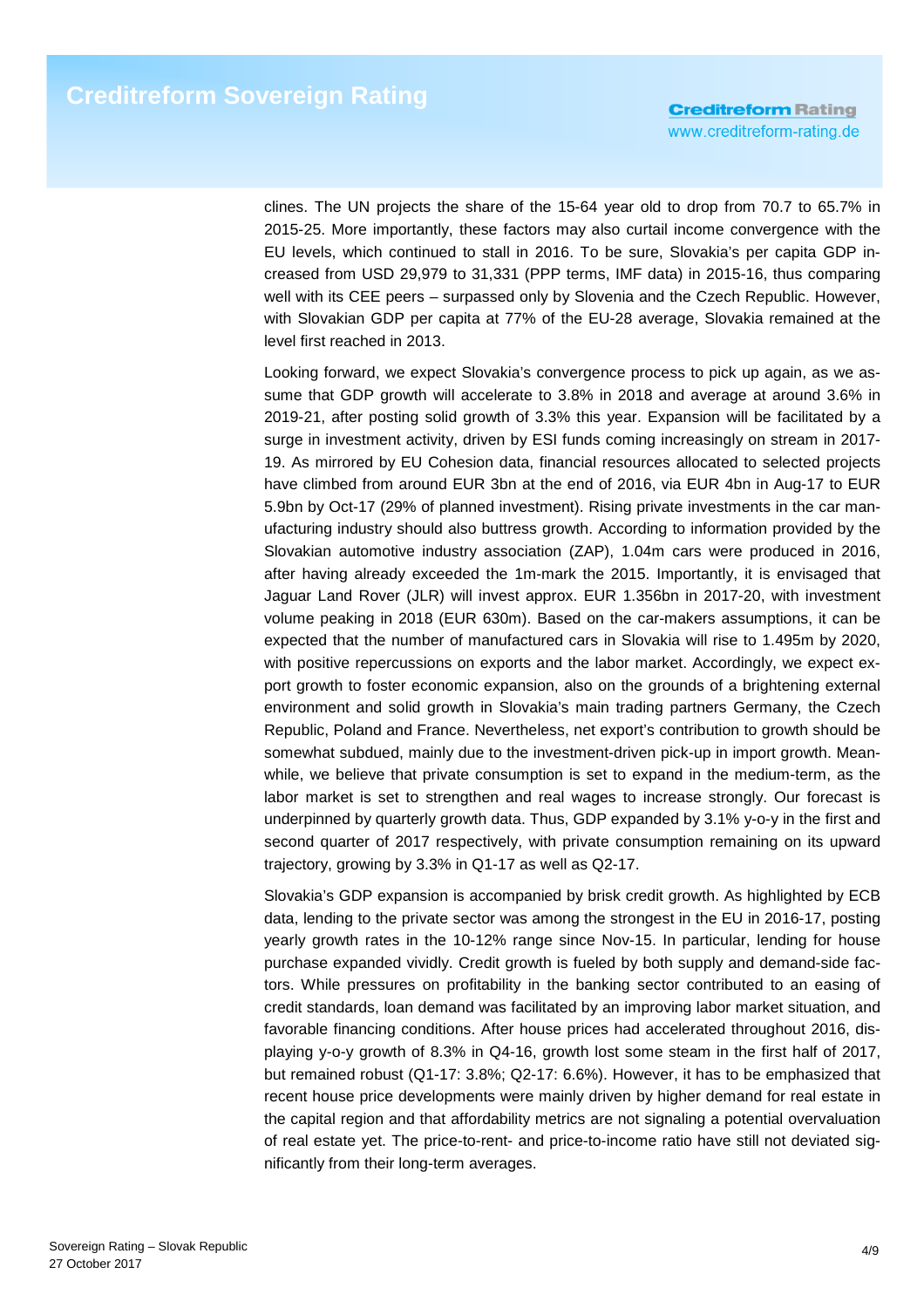clines. The UN projects the share of the 15-64 year old to drop from 70.7 to 65.7% in 2015-25. More importantly, these factors may also curtail income convergence with the EU levels, which continued to stall in 2016. To be sure, Slovakia's per capita GDP increased from USD 29,979 to 31,331 (PPP terms, IMF data) in 2015-16, thus comparing well with its CEE peers – surpassed only by Slovenia and the Czech Republic. However, with Slovakian GDP per capita at 77% of the EU-28 average, Slovakia remained at the level first reached in 2013.

Looking forward, we expect Slovakia's convergence process to pick up again, as we assume that GDP growth will accelerate to 3.8% in 2018 and average at around 3.6% in 2019-21, after posting solid growth of 3.3% this year. Expansion will be facilitated by a surge in investment activity, driven by ESI funds coming increasingly on stream in 2017-19. As mirrored by EU Cohesion data, financial resources allocated to selected projects have climbed from around EUR 3bn at the end of 2016, via EUR 4bn in Aug-17 to EUR 5.9bn by Oct-17 (29% of planned investment). Rising private investments in the car manufacturing industry should also buttress growth. According to information provided by the Slovakian automotive industry association (ZAP), 1.04m cars were produced in 2016, after having already exceeded the 1m-mark the 2015. Importantly, it is envisaged that Jaguar Land Rover (JLR) will invest approx. EUR 1.356bn in 2017-20, with investment volume peaking in 2018 (EUR 630m). Based on the car-makers assumptions, it can be expected that the number of manufactured cars in Slovakia will rise to 1.495m by 2020, with positive repercussions on exports and the labor market. Accordingly, we expect export growth to foster economic expansion, also on the grounds of a brightening external environment and solid growth in Slovakia's main trading partners Germany, the Czech Republic, Poland and France. Nevertheless, net export's contribution to growth should be somewhat subdued, mainly due to the investment-driven pick-up in import growth. Meanwhile, we believe that private consumption is set to expand in the medium-term, as the labor market is set to strengthen and real wages to increase strongly. Our forecast is underpinned by quarterly growth data. Thus, GDP expanded by 3.1% y-o-y in the first and second quarter of 2017 respectively, with private consumption remaining on its upward trajectory, growing by 3.3% in Q1-17 as well as Q2-17.

Slovakia's GDP expansion is accompanied by brisk credit growth. As highlighted by ECB data, lending to the private sector was among the strongest in the EU in 2016-17, posting yearly growth rates in the 10-12% range since Nov-15. In particular, lending for house purchase expanded vividly. Credit growth is fueled by both supply and demand-side factors. While pressures on profitability in the banking sector contributed to an easing of credit standards, loan demand was facilitated by an improving labor market situation, and favorable financing conditions. After house prices had accelerated throughout 2016, displaying y-o-y growth of 8.3% in Q4-16, growth lost some steam in the first half of 2017, but remained robust (Q1-17: 3.8%; Q2-17: 6.6%). However, it has to be emphasized that recent house price developments were mainly driven by higher demand for real estate in the capital region and that affordability metrics are not signaling a potential overvaluation of real estate yet. The price-to-rent- and price-to-income ratio have still not deviated significantly from their long-term averages.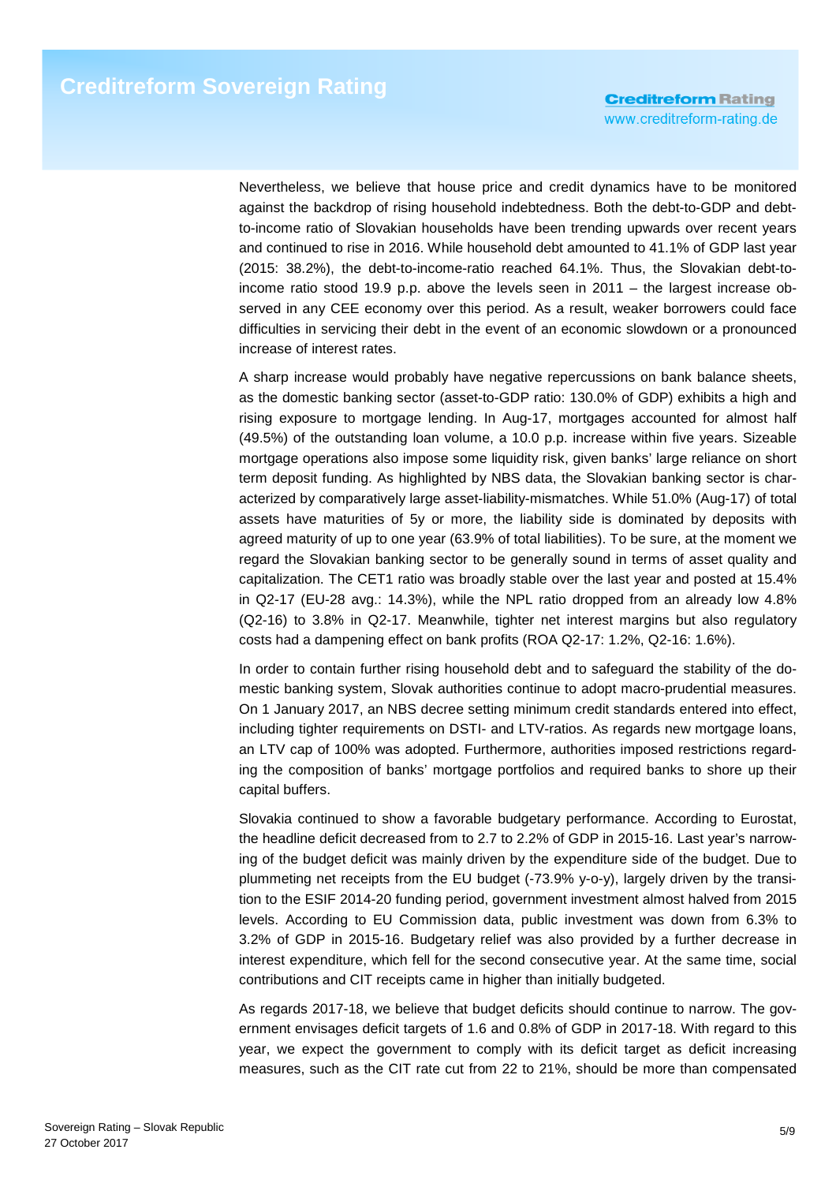Nevertheless, we believe that house price and credit dynamics have to be monitored against the backdrop of rising household indebtedness. Both the debt-to-GDP and debt-to-income ratio of Slovakian households have been trending upwards over recent years and continued to rise in 2016. While household debt amounted to 41.1% of GDP last year (2015: 38.2%), the debt-to-income-ratio reached 64.1%. Thus, the Slovakian debt-to-income ratio stood 19.9 p.p. above the levels seen in 2011 – the largest increase observed in any CEE economy over this period. As a result, weaker borrowers could face difficulties in servicing their debt in the event of an economic slowdown or a pronounced increase of interest rates.

A sharp increase would probably have negative repercussions on bank balance sheets, as the domestic banking sector (asset-to-GDP ratio: 130.0% of GDP) exhibits a high and rising exposure to mortgage lending. In Aug-17, mortgages accounted for almost half (49.5%) of the outstanding loan volume, a 10.0 p.p. increase within five years. Sizeable mortgage operations also impose some liquidity risk, given banks' large reliance on short term deposit funding. As highlighted by NBS data, the Slovakian banking sector is characterized by comparatively large asset-liability-mismatches. While 51.0% (Aug-17) of total assets have maturities of 5y or more, the liability side is dominated by deposits with agreed maturity of up to one year (63.9% of total liabilities). To be sure, at the moment we regard the Slovakian banking sector to be generally sound in terms of asset quality and capitalization. The CET1 ratio was broadly stable over the last year and posted at 15.4% in Q2-17 (EU-28 avg.: 14.3%), while the NPL ratio dropped from an already low 4.8% (Q2-16) to 3.8% in Q2-17. Meanwhile, tighter net interest margins but also regulatory costs had a dampening effect on bank profits (ROA Q2-17: 1.2%, Q2-16: 1.6%).

In order to contain further rising household debt and to safeguard the stability of the domestic banking system, Slovak authorities continue to adopt macro-prudential measures. On 1 January 2017, an NBS decree setting minimum credit standards entered into effect, including tighter requirements on DSTI- and LTV-ratios. As regards new mortgage loans, an LTV cap of 100% was adopted. Furthermore, authorities imposed restrictions regarding the composition of banks' mortgage portfolios and required banks to shore up their capital buffers.

Slovakia continued to show a favorable budgetary performance. According to Eurostat, the headline deficit decreased from to 2.7 to 2.2% of GDP in 2015-16. Last year's narrowing of the budget deficit was mainly driven by the expenditure side of the budget. Due to plummeting net receipts from the EU budget (-73.9% y-o-y), largely driven by the transition to the ESIF 2014-20 funding period, government investment almost halved from 2015 levels. According to EU Commission data, public investment was down from 6.3% to 3.2% of GDP in 2015-16. Budgetary relief was also provided by a further decrease in interest expenditure, which fell for the second consecutive year. At the same time, social contributions and CIT receipts came in higher than initially budgeted.

As regards 2017-18, we believe that budget deficits should continue to narrow. The government envisages deficit targets of 1.6 and 0.8% of GDP in 2017-18. With regard to this year, we expect the government to comply with its deficit target as deficit increasing measures, such as the CIT rate cut from 22 to 21%, should be more than compensated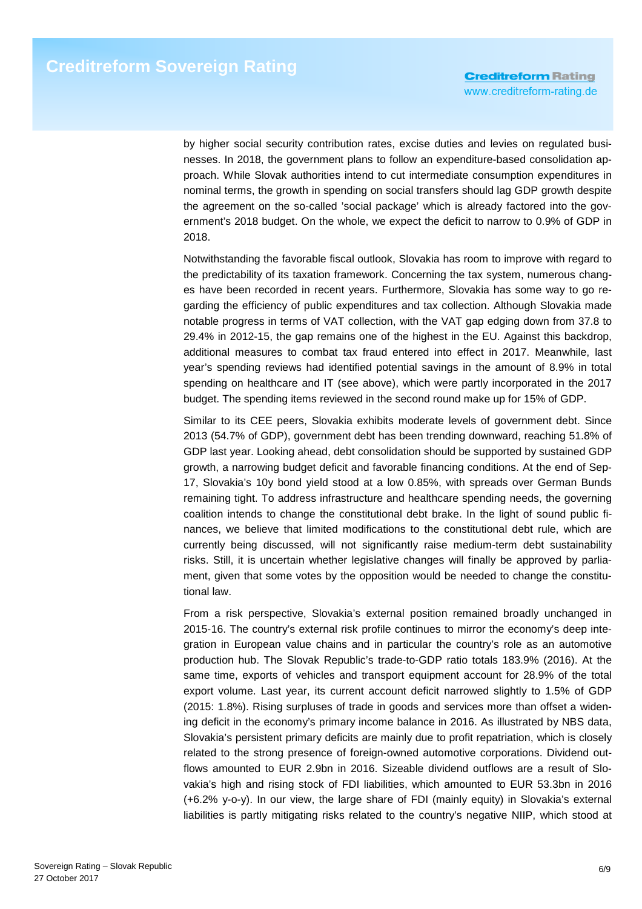by higher social security contribution rates, excise duties and levies on regulated businesses. In 2018, the government plans to follow an expenditure-based consolidation approach. While Slovak authorities intend to cut intermediate consumption expenditures in nominal terms, the growth in spending on social transfers should lag GDP growth despite the agreement on the so-called 'social package' which is already factored into the government's 2018 budget. On the whole, we expect the deficit to narrow to 0.9% of GDP in 2018.

Notwithstanding the favorable fiscal outlook, Slovakia has room to improve with regard to the predictability of its taxation framework. Concerning the tax system, numerous changes have been recorded in recent years. Furthermore, Slovakia has some way to go regarding the efficiency of public expenditures and tax collection. Although Slovakia made notable progress in terms of VAT collection, with the VAT gap edging down from 37.8 to 29.4% in 2012-15, the gap remains one of the highest in the EU. Against this backdrop, additional measures to combat tax fraud entered into effect in 2017. Meanwhile, last year's spending reviews had identified potential savings in the amount of 8.9% in total spending on healthcare and IT (see above), which were partly incorporated in the 2017 budget. The spending items reviewed in the second round make up for 15% of GDP.

Similar to its CEE peers, Slovakia exhibits moderate levels of government debt. Since 2013 (54.7% of GDP), government debt has been trending downward, reaching 51.8% of GDP last year. Looking ahead, debt consolidation should be supported by sustained GDP growth, a narrowing budget deficit and favorable financing conditions. At the end of Sep-17, Slovakia's 10y bond yield stood at a low 0.85%, with spreads over German Bunds remaining tight. To address infrastructure and healthcare spending needs, the governing coalition intends to change the constitutional debt brake. In the light of sound public finances, we believe that limited modifications to the constitutional debt rule, which are currently being discussed, will not significantly raise medium-term debt sustainability risks. Still, it is uncertain whether legislative changes will finally be approved by parliament, given that some votes by the opposition would be needed to change the constitutional law.

From a risk perspective, Slovakia's external position remained broadly unchanged in 2015-16. The country's external risk profile continues to mirror the economy's deep integration in European value chains and in particular the country's role as an automotive production hub. The Slovak Republic's trade-to-GDP ratio totals 183.9% (2016). At the same time, exports of vehicles and transport equipment account for 28.9% of the total export volume. Last year, its current account deficit narrowed slightly to 1.5% of GDP (2015: 1.8%). Rising surpluses of trade in goods and services more than offset a widening deficit in the economy's primary income balance in 2016. As illustrated by NBS data, Slovakia's persistent primary deficits are mainly due to profit repatriation, which is closely related to the strong presence of foreign-owned automotive corporations. Dividend outflows amounted to EUR 2.9bn in 2016. Sizeable dividend outflows are a result of Slovakia's high and rising stock of FDI liabilities, which amounted to EUR 53.3bn in 2016 (+6.2% y-o-y). In our view, the large share of FDI (mainly equity) in Slovakia's external liabilities is partly mitigating risks related to the country's negative NIIP, which stood at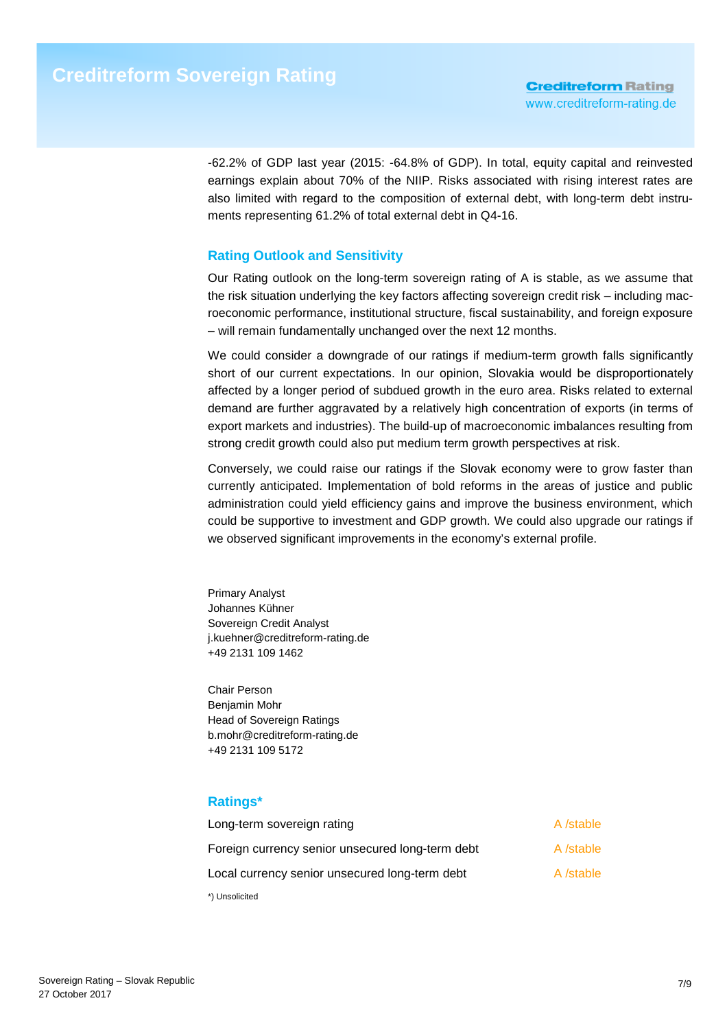-62.2% of GDP last year (2015: -64.8% of GDP). In total, equity capital and reinvested earnings explain about 70% of the NIIP. Risks associated with rising interest rates are also limited with regard to the composition of external debt, with long-term debt instruments representing 61.2% of total external debt in Q4-16.

## Rating Outlook and Sensitivity

Our Rating outlook on the long-term sovereign rating of A is stable, as we assume that the risk situation underlying the key factors affecting sovereign credit risk – including macroeconomic performance, institutional structure, fiscal sustainability, and foreign exposure – will remain fundamentally unchanged over the next 12 months.

We could consider a downgrade of our ratings if medium-term growth falls significantly short of our current expectations. In our opinion, Slovakia would be disproportionately affected by a longer period of subdued growth in the euro area. Risks related to external demand are further aggravated by a relatively high concentration of exports (in terms of export markets and industries). The build-up of macroeconomic imbalances resulting from strong credit growth could also put medium term growth perspectives at risk.

Conversely, we could raise our ratings if the Slovak economy were to grow faster than currently anticipated. Implementation of bold reforms in the areas of justice and public administration could yield efficiency gains and improve the business environment, which could be supportive to investment and GDP growth. We could also upgrade our ratings if we observed significant improvements in the economy's external profile.

Primary Analyst
Johannes Kühner
Sovereign Credit Analyst
j.kuehner@creditreform-rating.de
+49 2131 109 1462

Chair Person
Benjamin Mohr
Head of Sovereign Ratings
b.mohr@creditreform-rating.de
+49 2131 109 5172

## Ratings*

| | |
|---|---|
| Long-term sovereign rating | A /stable |
| Foreign currency senior unsecured long-term debt | A /stable |
| Local currency senior unsecured long-term debt | A /stable |

*) Unsolicited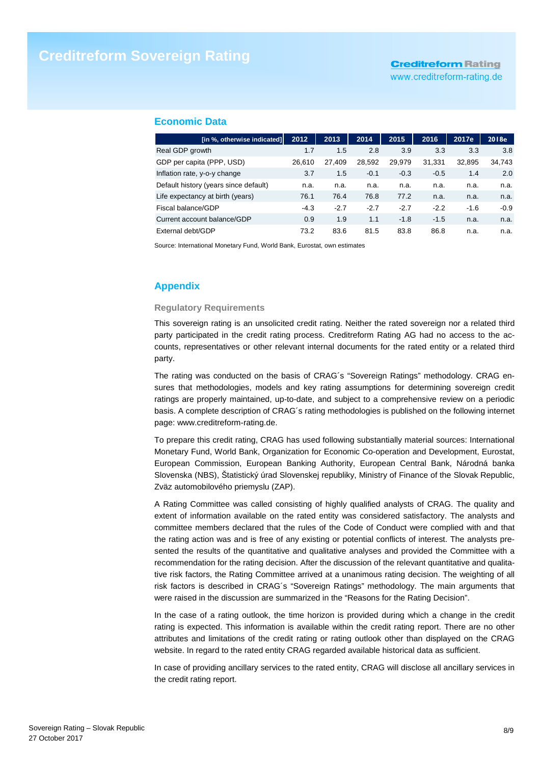## Economic Data

| [in %, otherwise indicated] | 2012 | 2013 | 2014 | 2015 | 2016 | 2017e | 2018e |
|---|---|---|---|---|---|---|---|
| Real GDP growth | 1.7 | 1.5 | 2.8 | 3.9 | 3.3 | 3.3 | 3.8 |
| GDP per capita (PPP, USD) | 26,610 | 27,409 | 28,592 | 29,979 | 31,331 | 32,895 | 34,743 |
| Inflation rate, y-o-y change | 3.7 | 1.5 | -0.1 | -0.3 | -0.5 | 1.4 | 2.0 |
| Default history (years since default) | n.a. | n.a. | n.a. | n.a. | n.a. | n.a. | n.a. |
| Life expectancy at birth (years) | 76.1 | 76.4 | 76.8 | 77.2 | n.a. | n.a. | n.a. |
| Fiscal balance/GDP | -4.3 | -2.7 | -2.7 | -2.7 | -2.2 | -1.6 | -0.9 |
| Current account balance/GDP | 0.9 | 1.9 | 1.1 | -1.8 | -1.5 | n.a. | n.a. |
| External debt/GDP | 73.2 | 83.6 | 81.5 | 83.8 | 86.8 | n.a. | n.a. |

Source: International Monetary Fund, World Bank, Eurostat, own estimates

## Appendix

### Regulatory Requirements

This sovereign rating is an unsolicited credit rating. Neither the rated sovereign nor a related third party participated in the credit rating process. Creditreform Rating AG had no access to the accounts, representatives or other relevant internal documents for the rated entity or a related third party.

The rating was conducted on the basis of CRAG´s "Sovereign Ratings" methodology. CRAG ensures that methodologies, models and key rating assumptions for determining sovereign credit ratings are properly maintained, up-to-date, and subject to a comprehensive review on a periodic basis. A complete description of CRAG´s rating methodologies is published on the following internet page: www.creditreform-rating.de.

To prepare this credit rating, CRAG has used following substantially material sources: International Monetary Fund, World Bank, Organization for Economic Co-operation and Development, Eurostat, European Commission, European Banking Authority, European Central Bank, Národná banka Slovenska (NBS), Štatistický úrad Slovenskej republiky, Ministry of Finance of the Slovak Republic, Zväz automobilového priemyslu (ZAP).

A Rating Committee was called consisting of highly qualified analysts of CRAG. The quality and extent of information available on the rated entity was considered satisfactory. The analysts and committee members declared that the rules of the Code of Conduct were complied with and that the rating action was and is free of any existing or potential conflicts of interest. The analysts presented the results of the quantitative and qualitative analyses and provided the Committee with a recommendation for the rating decision. After the discussion of the relevant quantitative and qualitative risk factors, the Rating Committee arrived at a unanimous rating decision. The weighting of all risk factors is described in CRAG´s "Sovereign Ratings" methodology. The main arguments that were raised in the discussion are summarized in the "Reasons for the Rating Decision".

In the case of a rating outlook, the time horizon is provided during which a change in the credit rating is expected. This information is available within the credit rating report. There are no other attributes and limitations of the credit rating or rating outlook other than displayed on the CRAG website. In regard to the rated entity CRAG regarded available historical data as sufficient.

In case of providing ancillary services to the rated entity, CRAG will disclose all ancillary services in the credit rating report.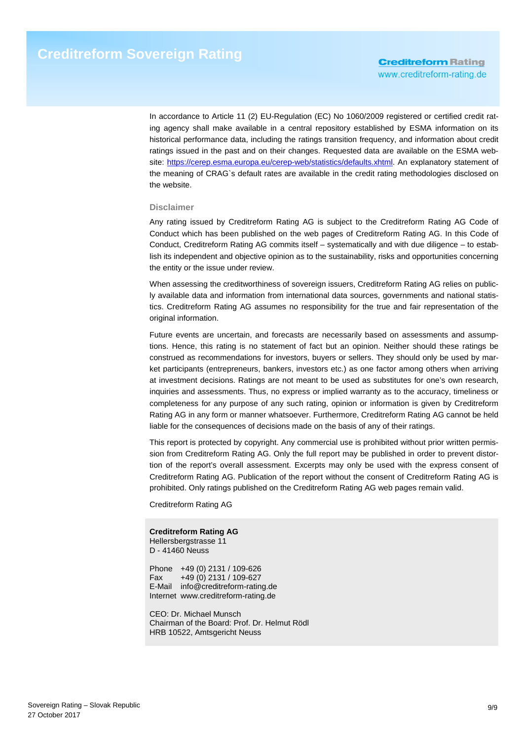In accordance to Article 11 (2) EU-Regulation (EC) No 1060/2009 registered or certified credit rating agency shall make available in a central repository established by ESMA information on its historical performance data, including the ratings transition frequency, and information about credit ratings issued in the past and on their changes. Requested data are available on the ESMA website: https://cerep.esma.europa.eu/cerep-web/statistics/defaults.xhtml. An explanatory statement of the meaning of CRAG`s default rates are available in the credit rating methodologies disclosed on the website.

### Disclaimer

Any rating issued by Creditreform Rating AG is subject to the Creditreform Rating AG Code of Conduct which has been published on the web pages of Creditreform Rating AG. In this Code of Conduct, Creditreform Rating AG commits itself – systematically and with due diligence – to establish its independent and objective opinion as to the sustainability, risks and opportunities concerning the entity or the issue under review.

When assessing the creditworthiness of sovereign issuers, Creditreform Rating AG relies on publicly available data and information from international data sources, governments and national statistics. Creditreform Rating AG assumes no responsibility for the true and fair representation of the original information.

Future events are uncertain, and forecasts are necessarily based on assessments and assumptions. Hence, this rating is no statement of fact but an opinion. Neither should these ratings be construed as recommendations for investors, buyers or sellers. They should only be used by market participants (entrepreneurs, bankers, investors etc.) as one factor among others when arriving at investment decisions. Ratings are not meant to be used as substitutes for one's own research, inquiries and assessments. Thus, no express or implied warranty as to the accuracy, timeliness or completeness for any purpose of any such rating, opinion or information is given by Creditreform Rating AG in any form or manner whatsoever. Furthermore, Creditreform Rating AG cannot be held liable for the consequences of decisions made on the basis of any of their ratings.

This report is protected by copyright. Any commercial use is prohibited without prior written permission from Creditreform Rating AG. Only the full report may be published in order to prevent distortion of the report's overall assessment. Excerpts may only be used with the express consent of Creditreform Rating AG. Publication of the report without the consent of Creditreform Rating AG is prohibited. Only ratings published on the Creditreform Rating AG web pages remain valid.

Creditreform Rating AG

**Creditreform Rating AG**
Hellersbergstrasse 11
D - 41460 Neuss

Phone +49 (0) 2131 / 109-626
Fax +49 (0) 2131 / 109-627
E-Mail info@creditreform-rating.de
Internet www.creditreform-rating.de

CEO: Dr. Michael Munsch
Chairman of the Board: Prof. Dr. Helmut Rödl
HRB 10522, Amtsgericht Neuss